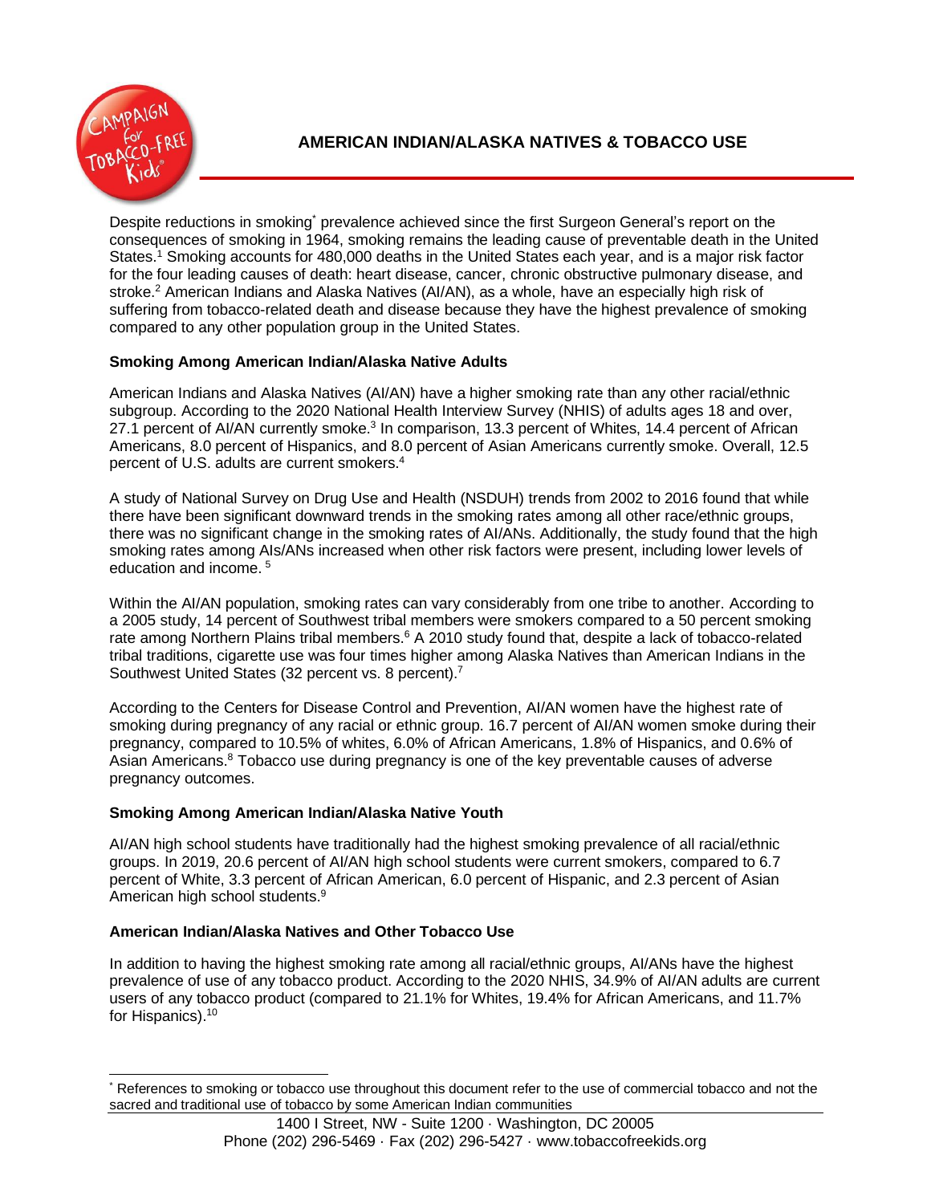# AMERICAN INDIAN/ALASKA NATIVES & TOBACCO USE

Despite reductions in smoking* prevalence achieved since the first Surgeon General's report on the consequences of smoking in 1964, smoking remains the leading cause of preventable death in the United States.[1] Smoking accounts for 480,000 deaths in the United States each year, and is a major risk factor for the four leading causes of death: heart disease, cancer, chronic obstructive pulmonary disease, and stroke.[2] American Indians and Alaska Natives (AI/AN), as a whole, have an especially high risk of suffering from tobacco-related death and disease because they have the highest prevalence of smoking compared to any other population group in the United States.

## Smoking Among American Indian/Alaska Native Adults

American Indians and Alaska Natives (AI/AN) have a higher smoking rate than any other racial/ethnic subgroup. According to the 2020 National Health Interview Survey (NHIS) of adults ages 18 and over, 27.1 percent of AI/AN currently smoke.[3] In comparison, 13.3 percent of Whites, 14.4 percent of African Americans, 8.0 percent of Hispanics, and 8.0 percent of Asian Americans currently smoke. Overall, 12.5 percent of U.S. adults are current smokers.[4]

A study of National Survey on Drug Use and Health (NSDUH) trends from 2002 to 2016 found that while there have been significant downward trends in the smoking rates among all other race/ethnic groups, there was no significant change in the smoking rates of AI/ANs. Additionally, the study found that the high smoking rates among AIs/ANs increased when other risk factors were present, including lower levels of education and income.[5]

Within the AI/AN population, smoking rates can vary considerably from one tribe to another. According to a 2005 study, 14 percent of Southwest tribal members were smokers compared to a 50 percent smoking rate among Northern Plains tribal members.[6] A 2010 study found that, despite a lack of tobacco-related tribal traditions, cigarette use was four times higher among Alaska Natives than American Indians in the Southwest United States (32 percent vs. 8 percent).[7]

According to the Centers for Disease Control and Prevention, AI/AN women have the highest rate of smoking during pregnancy of any racial or ethnic group. 16.7 percent of AI/AN women smoke during their pregnancy, compared to 10.5% of whites, 6.0% of African Americans, 1.8% of Hispanics, and 0.6% of Asian Americans.[8] Tobacco use during pregnancy is one of the key preventable causes of adverse pregnancy outcomes.

## Smoking Among American Indian/Alaska Native Youth

AI/AN high school students have traditionally had the highest smoking prevalence of all racial/ethnic groups. In 2019, 20.6 percent of AI/AN high school students were current smokers, compared to 6.7 percent of White, 3.3 percent of African American, 6.0 percent of Hispanic, and 2.3 percent of Asian American high school students.[9]

## American Indian/Alaska Natives and Other Tobacco Use

In addition to having the highest smoking rate among all racial/ethnic groups, AI/ANs have the highest prevalence of use of any tobacco product. According to the 2020 NHIS, 34.9% of AI/AN adults are current users of any tobacco product (compared to 21.1% for Whites, 19.4% for African Americans, and 11.7% for Hispanics).[10]

---

* References to smoking or tobacco use throughout this document refer to the use of commercial tobacco and not the sacred and traditional use of tobacco by some American Indian communities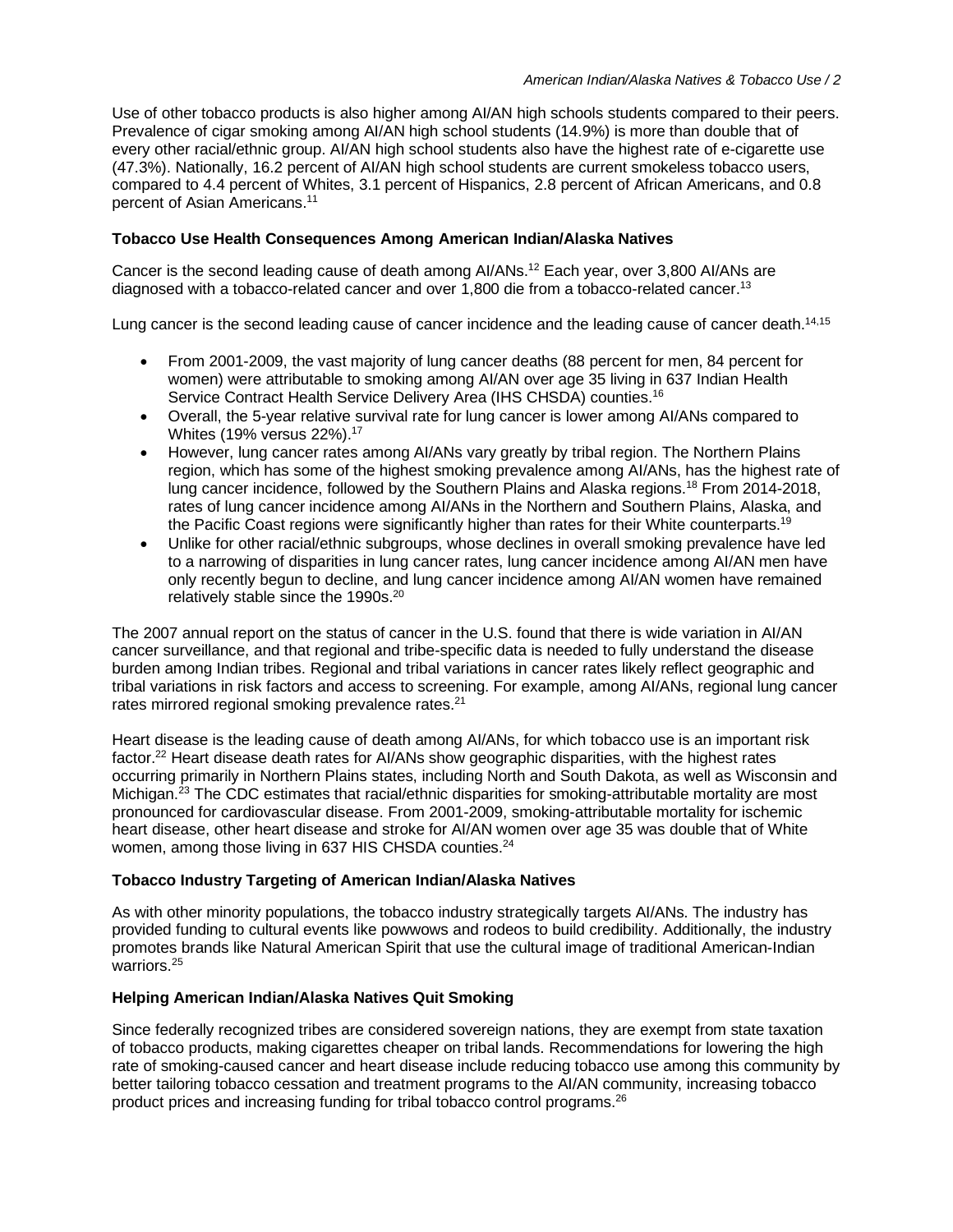Use of other tobacco products is also higher among AI/AN high schools students compared to their peers. Prevalence of cigar smoking among AI/AN high school students (14.9%) is more than double that of every other racial/ethnic group. AI/AN high school students also have the highest rate of e-cigarette use (47.3%). Nationally, 16.2 percent of AI/AN high school students are current smokeless tobacco users, compared to 4.4 percent of Whites, 3.1 percent of Hispanics, 2.8 percent of African Americans, and 0.8 percent of Asian Americans.[11]

**Tobacco Use Health Consequences Among American Indian/Alaska Natives**

Cancer is the second leading cause of death among AI/ANs.[12] Each year, over 3,800 AI/ANs are diagnosed with a tobacco-related cancer and over 1,800 die from a tobacco-related cancer.[13]

Lung cancer is the second leading cause of cancer incidence and the leading cause of cancer death.[14,15]

- From 2001-2009, the vast majority of lung cancer deaths (88 percent for men, 84 percent for women) were attributable to smoking among AI/AN over age 35 living in 637 Indian Health Service Contract Health Service Delivery Area (IHS CHSDA) counties.[16]
- Overall, the 5-year relative survival rate for lung cancer is lower among AI/ANs compared to Whites (19% versus 22%).[17]
- However, lung cancer rates among AI/ANs vary greatly by tribal region. The Northern Plains region, which has some of the highest smoking prevalence among AI/ANs, has the highest rate of lung cancer incidence, followed by the Southern Plains and Alaska regions.[18] From 2014-2018, rates of lung cancer incidence among AI/ANs in the Northern and Southern Plains, Alaska, and the Pacific Coast regions were significantly higher than rates for their White counterparts.[19]
- Unlike for other racial/ethnic subgroups, whose declines in overall smoking prevalence have led to a narrowing of disparities in lung cancer rates, lung cancer incidence among AI/AN men have only recently begun to decline, and lung cancer incidence among AI/AN women have remained relatively stable since the 1990s.[20]

The 2007 annual report on the status of cancer in the U.S. found that there is wide variation in AI/AN cancer surveillance, and that regional and tribe-specific data is needed to fully understand the disease burden among Indian tribes. Regional and tribal variations in cancer rates likely reflect geographic and tribal variations in risk factors and access to screening. For example, among AI/ANs, regional lung cancer rates mirrored regional smoking prevalence rates.[21]

Heart disease is the leading cause of death among AI/ANs, for which tobacco use is an important risk factor.[22] Heart disease death rates for AI/ANs show geographic disparities, with the highest rates occurring primarily in Northern Plains states, including North and South Dakota, as well as Wisconsin and Michigan.[23] The CDC estimates that racial/ethnic disparities for smoking-attributable mortality are most pronounced for cardiovascular disease. From 2001-2009, smoking-attributable mortality for ischemic heart disease, other heart disease and stroke for AI/AN women over age 35 was double that of White women, among those living in 637 HIS CHSDA counties.[24]

**Tobacco Industry Targeting of American Indian/Alaska Natives**

As with other minority populations, the tobacco industry strategically targets AI/ANs. The industry has provided funding to cultural events like powwows and rodeos to build credibility. Additionally, the industry promotes brands like Natural American Spirit that use the cultural image of traditional American-Indian warriors.[25]

**Helping American Indian/Alaska Natives Quit Smoking**

Since federally recognized tribes are considered sovereign nations, they are exempt from state taxation of tobacco products, making cigarettes cheaper on tribal lands. Recommendations for lowering the high rate of smoking-caused cancer and heart disease include reducing tobacco use among this community by better tailoring tobacco cessation and treatment programs to the AI/AN community, increasing tobacco product prices and increasing funding for tribal tobacco control programs.[26]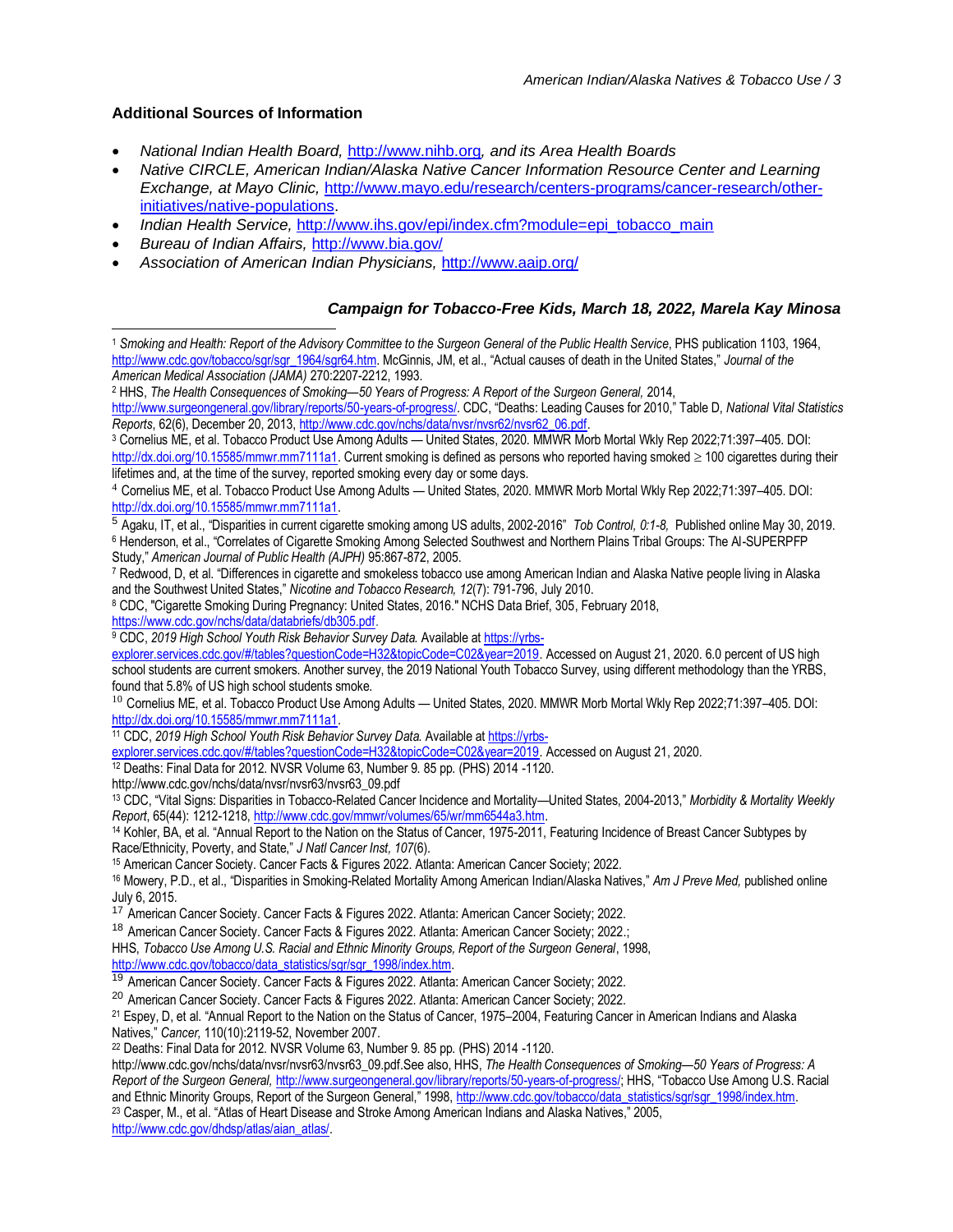## Additional Sources of Information

- *National Indian Health Board,* http://www.nihb.org*, and its Area Health Boards*
- *Native CIRCLE, American Indian/Alaska Native Cancer Information Resource Center and Learning Exchange, at Mayo Clinic,* http://www.mayo.edu/research/centers-programs/cancer-research/other-initiatives/native-populations.
- *Indian Health Service,* http://www.ihs.gov/epi/index.cfm?module=epi_tobacco_main
- *Bureau of Indian Affairs,* http://www.bia.gov/
- *Association of American Indian Physicians,* http://www.aaip.org/

***Campaign for Tobacco-Free Kids, March 18, 2022, Marela Kay Minosa***

---

[1] *Smoking and Health: Report of the Advisory Committee to the Surgeon General of the Public Health Service*, PHS publication 1103, 1964, http://www.cdc.gov/tobacco/sgr/sgr_1964/sgr64.htm. McGinnis, JM, et al., "Actual causes of death in the United States," *Journal of the American Medical Association (JAMA)* 270:2207-2212, 1993.

[2] HHS, *The Health Consequences of Smoking—50 Years of Progress: A Report of the Surgeon General,* 2014, http://www.surgeongeneral.gov/library/reports/50-years-of-progress/. CDC, "Deaths: Leading Causes for 2010," Table D, *National Vital Statistics Reports*, 62(6), December 20, 2013, http://www.cdc.gov/nchs/data/nvsr/nvsr62/nvsr62_06.pdf.

[3] Cornelius ME, et al. Tobacco Product Use Among Adults — United States, 2020. MMWR Morb Mortal Wkly Rep 2022;71:397–405. DOI: http://dx.doi.org/10.15585/mmwr.mm7111a1. Current smoking is defined as persons who reported having smoked ≥ 100 cigarettes during their lifetimes and, at the time of the survey, reported smoking every day or some days.

[4] Cornelius ME, et al. Tobacco Product Use Among Adults — United States, 2020. MMWR Morb Mortal Wkly Rep 2022;71:397–405. DOI: http://dx.doi.org/10.15585/mmwr.mm7111a1.

[5] Agaku, IT, et al., "Disparities in current cigarette smoking among US adults, 2002-2016" *Tob Control, 0:1-8,* Published online May 30, 2019.

[6] Henderson, et al., "Correlates of Cigarette Smoking Among Selected Southwest and Northern Plains Tribal Groups: The AI-SUPERPFP Study," *American Journal of Public Health (AJPH)* 95:867-872, 2005.

[7] Redwood, D, et al. "Differences in cigarette and smokeless tobacco use among American Indian and Alaska Native people living in Alaska and the Southwest United States," *Nicotine and Tobacco Research, 12*(7): 791-796, July 2010.

[8] CDC, "Cigarette Smoking During Pregnancy: United States, 2016." NCHS Data Brief, 305, February 2018, https://www.cdc.gov/nchs/data/databriefs/db305.pdf.

[9] CDC, *2019 High School Youth Risk Behavior Survey Data.* Available at https://yrbs-explorer.services.cdc.gov/#/tables?questionCode=H32&topicCode=C02&year=2019. Accessed on August 21, 2020. 6.0 percent of US high school students are current smokers. Another survey, the 2019 National Youth Tobacco Survey, using different methodology than the YRBS, found that 5.8% of US high school students smoke.

[10] Cornelius ME, et al. Tobacco Product Use Among Adults — United States, 2020. MMWR Morb Mortal Wkly Rep 2022;71:397–405. DOI: http://dx.doi.org/10.15585/mmwr.mm7111a1.

[11] CDC, *2019 High School Youth Risk Behavior Survey Data.* Available at https://yrbs-explorer.services.cdc.gov/#/tables?questionCode=H32&topicCode=C02&year=2019. Accessed on August 21, 2020.

[12] Deaths: Final Data for 2012. NVSR Volume 63, Number 9. 85 pp. (PHS) 2014 -1120. http://www.cdc.gov/nchs/data/nvsr/nvsr63/nvsr63_09.pdf

[13] CDC, "Vital Signs: Disparities in Tobacco-Related Cancer Incidence and Mortality—United States, 2004-2013," *Morbidity & Mortality Weekly Report*, 65(44): 1212-1218, http://www.cdc.gov/mmwr/volumes/65/wr/mm6544a3.htm.

[14] Kohler, BA, et al. "Annual Report to the Nation on the Status of Cancer, 1975-2011, Featuring Incidence of Breast Cancer Subtypes by Race/Ethnicity, Poverty, and State," *J Natl Cancer Inst, 107*(6).

[15] American Cancer Society. Cancer Facts & Figures 2022. Atlanta: American Cancer Society; 2022.

[16] Mowery, P.D., et al., "Disparities in Smoking-Related Mortality Among American Indian/Alaska Natives," *Am J Preve Med,* published online July 6, 2015.

[17] American Cancer Society. Cancer Facts & Figures 2022. Atlanta: American Cancer Society; 2022.

[18] American Cancer Society. Cancer Facts & Figures 2022. Atlanta: American Cancer Society; 2022.; HHS, *Tobacco Use Among U.S. Racial and Ethnic Minority Groups, Report of the Surgeon General*, 1998, http://www.cdc.gov/tobacco/data_statistics/sgr/sgr_1998/index.htm.

[19] American Cancer Society. Cancer Facts & Figures 2022. Atlanta: American Cancer Society; 2022.

[20] American Cancer Society. Cancer Facts & Figures 2022. Atlanta: American Cancer Society; 2022.

[21] Espey, D, et al. "Annual Report to the Nation on the Status of Cancer, 1975–2004, Featuring Cancer in American Indians and Alaska Natives," *Cancer,* 110(10):2119-52, November 2007.

[22] Deaths: Final Data for 2012. NVSR Volume 63, Number 9. 85 pp. (PHS) 2014 -1120. http://www.cdc.gov/nchs/data/nvsr/nvsr63/nvsr63_09.pdf.See also, HHS, *The Health Consequences of Smoking—50 Years of Progress: A Report of the Surgeon General,* http://www.surgeongeneral.gov/library/reports/50-years-of-progress/; HHS, "Tobacco Use Among U.S. Racial and Ethnic Minority Groups, Report of the Surgeon General," 1998, http://www.cdc.gov/tobacco/data_statistics/sgr/sgr_1998/index.htm.

[23] Casper, M., et al. "Atlas of Heart Disease and Stroke Among American Indians and Alaska Natives," 2005, http://www.cdc.gov/dhdsp/atlas/aian_atlas/.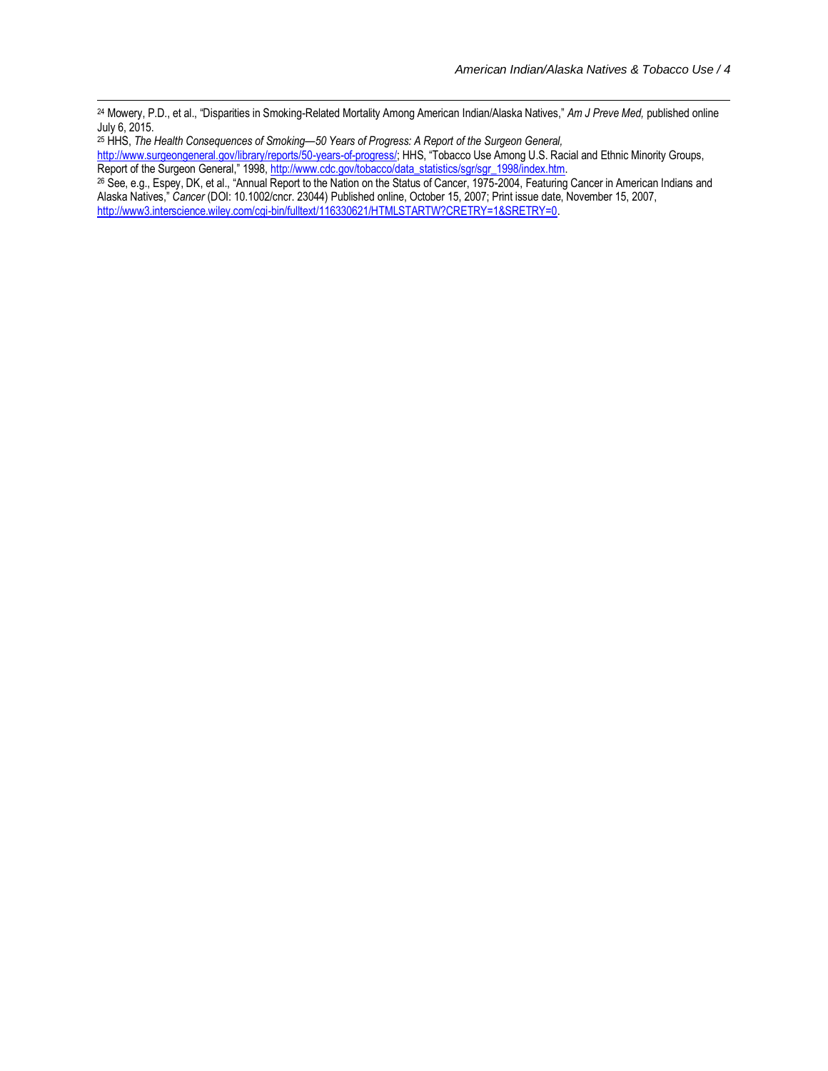[24] Mowery, P.D., et al., "Disparities in Smoking-Related Mortality Among American Indian/Alaska Natives," *Am J Preve Med,* published online July 6, 2015.

[25] HHS, *The Health Consequences of Smoking—50 Years of Progress: A Report of the Surgeon General,* http://www.surgeongeneral.gov/library/reports/50-years-of-progress/; HHS, "Tobacco Use Among U.S. Racial and Ethnic Minority Groups, Report of the Surgeon General," 1998, http://www.cdc.gov/tobacco/data_statistics/sgr/sgr_1998/index.htm.

[26] See, e.g., Espey, DK, et al., "Annual Report to the Nation on the Status of Cancer, 1975-2004, Featuring Cancer in American Indians and Alaska Natives," *Cancer* (DOI: 10.1002/cncr. 23044) Published online, October 15, 2007; Print issue date, November 15, 2007, http://www3.interscience.wiley.com/cgi-bin/fulltext/116330621/HTMLSTARTW?CRETRY=1&SRETRY=0.